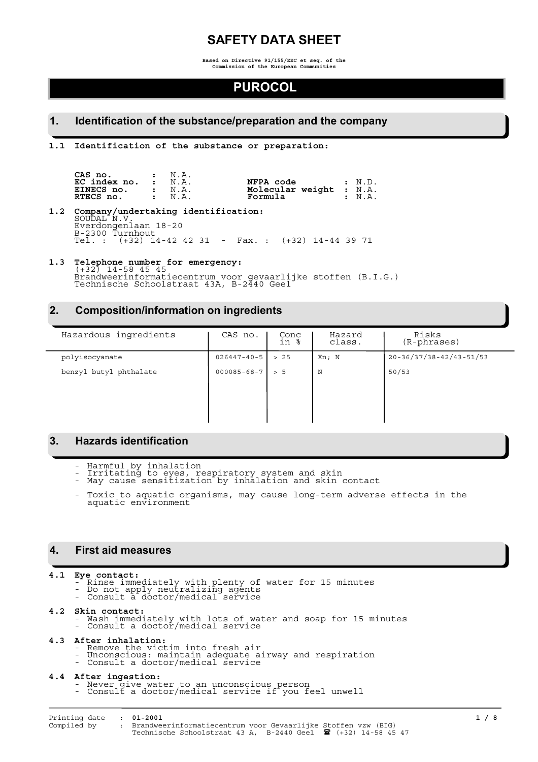# SAFETY DATA SHEET

Based on Directive 91/155/EEC et seq. of the Commission of the European Communities

# PUROCOL

## 1. Identification of the substance/preparation and the company

### 1.1 Identification of the substance or preparation:

| | | | |
|---|---|---|---|
| **CAS no.** | : N.A. | | |
| **EC index no.** | : N.A. | **NFPA code** | : N.D. |
| **EINECS no.** | : N.A. | **Molecular weight** | : N.A. |
| **RTECS no.** | : N.A. | **Formula** | : N.A. |

### 1.2 Company/undertaking identification:

SOUDAL N.V.
Everdongenlaan 18-20
B-2300 Turnhout
Tel. : (+32) 14-42 42 31 - Fax. : (+32) 14-44 39 71

### 1.3 Telephone number for emergency:

(+32) 14-58 45 45
Brandweerinformatiecentrum voor gevaarlijke stoffen (B.I.G.)
Technische Schoolstraat 43A, B-2440 Geel

## 2. Composition/information on ingredients

| Hazardous ingredients | CAS no. | Conc in % | Hazard class. | Risks (R-phrases) |
|---|---|---|---|---|
| polyisocyanate | 026447-40-5 | > 25 | Xn; N | 20-36/37/38-42/43-51/53 |
| benzyl butyl phthalate | 000085-68-7 | > 5 | N | 50/53 |

## 3. Hazards identification

- Harmful by inhalation
- Irritating to eyes, respiratory system and skin
- May cause sensitization by inhalation and skin contact
- Toxic to aquatic organisms, may cause long-term adverse effects in the aquatic environment

## 4. First aid measures

### 4.1 Eye contact:

- Rinse immediately with plenty of water for 15 minutes
- Do not apply neutralizing agents
- Consult a doctor/medical service

### 4.2 Skin contact:

- Wash immediately with lots of water and soap for 15 minutes
- Consult a doctor/medical service

### 4.3 After inhalation:

- Remove the victim into fresh air
- Unconscious: maintain adequate airway and respiration
- Consult a doctor/medical service

### 4.4 After ingestion:

- Never give water to an unconscious person
- Consult a doctor/medical service if you feel unwell

Printing date : 01-2001
Compiled by : Brandweerinformatiecentrum voor Gevaarlijke Stoffen vzw (BIG)
Technische Schoolstraat 43 A, B-2440 Geel ☎ (+32) 14-58 45 47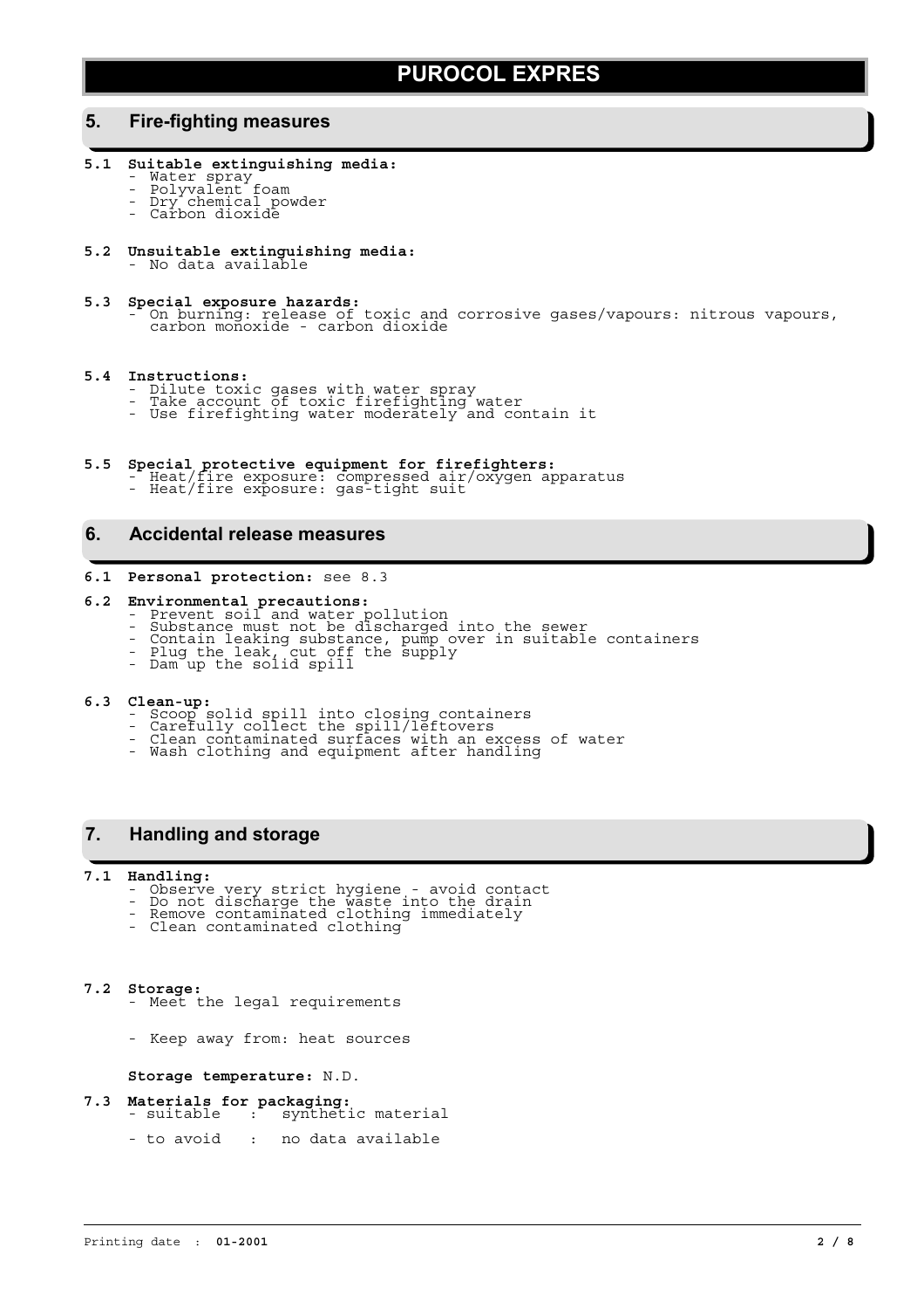# PUROCOL EXPRES

## 5. Fire-fighting measures

**5.1 Suitable extinguishing media:**

- Water spray
- Polyvalent foam
- Dry chemical powder
- Carbon dioxide

**5.2 Unsuitable extinguishing media:**

- No data available

**5.3 Special exposure hazards:**

- On burning: release of toxic and corrosive gases/vapours: nitrous vapours, carbon monoxide - carbon dioxide

**5.4 Instructions:**

- Dilute toxic gases with water spray
- Take account of toxic firefighting water
- Use firefighting water moderately and contain it

**5.5 Special protective equipment for firefighters:**

- Heat/fire exposure: compressed air/oxygen apparatus
- Heat/fire exposure: gas-tight suit

## 6. Accidental release measures

**6.1 Personal protection:** see 8.3

**6.2 Environmental precautions:**

- Prevent soil and water pollution
- Substance must not be discharged into the sewer
- Contain leaking substance, pump over in suitable containers
- Plug the leak, cut off the supply
- Dam up the solid spill

**6.3 Clean-up:**

- Scoop solid spill into closing containers
- Carefully collect the spill/leftovers
- Clean contaminated surfaces with an excess of water
- Wash clothing and equipment after handling

## 7. Handling and storage

**7.1 Handling:**

- Observe very strict hygiene - avoid contact
- Do not discharge the waste into the drain
- Remove contaminated clothing immediately
- Clean contaminated clothing

**7.2 Storage:**

- Meet the legal requirements

- Keep away from: heat sources

**Storage temperature:** N.D.

**7.3 Materials for packaging:**

- suitable : synthetic material

- to avoid : no data available

Printing date : **01-2001**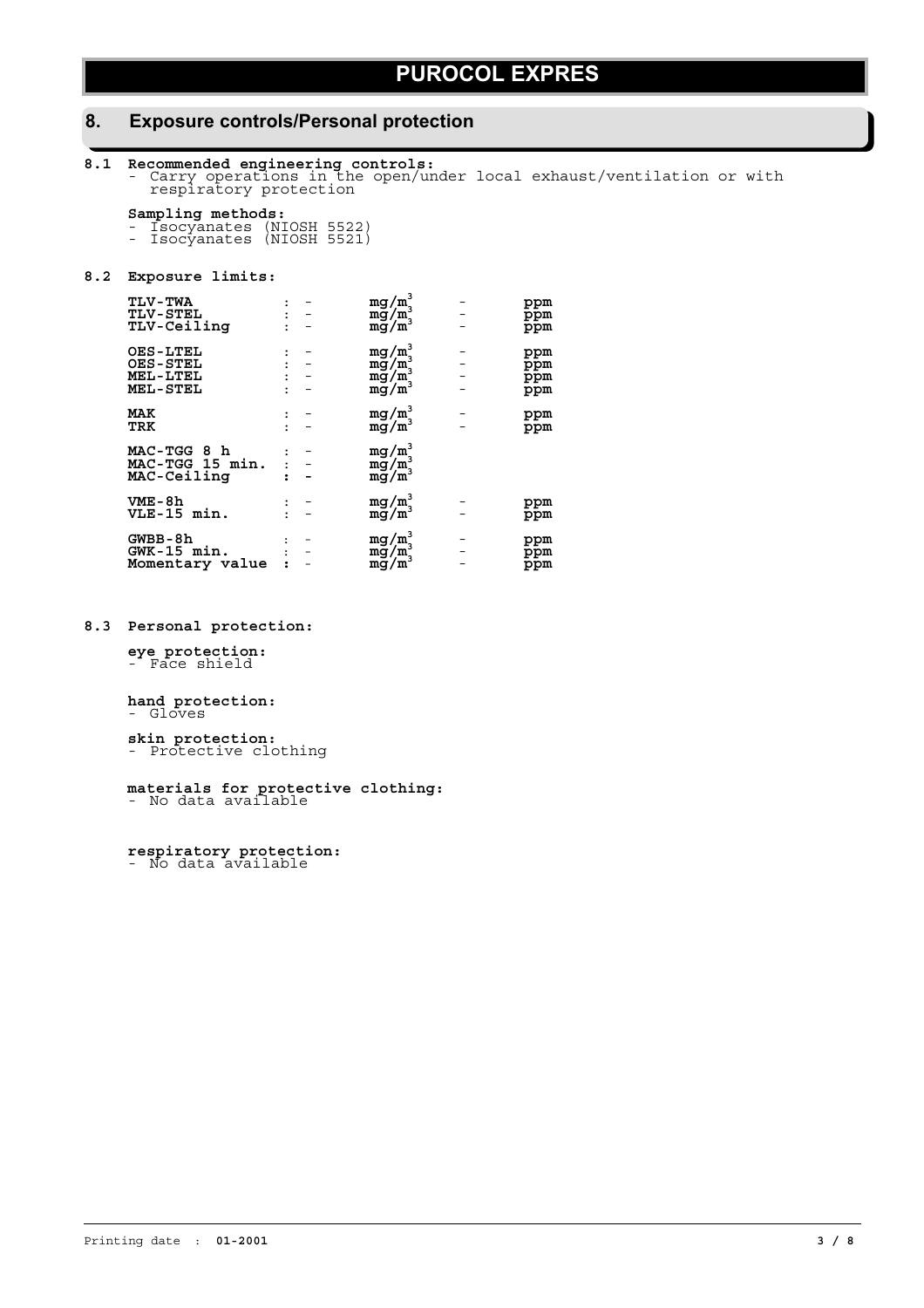# PUROCOL EXPRES

## 8. Exposure controls/Personal protection

**8.1 Recommended engineering controls:**
- Carry operations in the open/under local exhaust/ventilation or with respiratory protection

**Sampling methods:**
- Isocyanates (NIOSH 5522)
- Isocyanates (NIOSH 5521)

**8.2 Exposure limits:**

| | | | | | |
|---|---|---|---|---|---|
| **TLV-TWA** | : | - | $mg/m^3$ | - | ppm |
| **TLV-STEL** | : | - | $mg/m^3$ | - | ppm |
| **TLV-Ceiling** | : | - | $mg/m^3$ | - | ppm |
| **OES-LTEL** | : | - | $mg/m^3$ | - | ppm |
| **OES-STEL** | : | - | $mg/m^3$ | - | ppm |
| **MEL-LTEL** | : | - | $mg/m^3$ | - | ppm |
| **MEL-STEL** | : | - | $mg/m^3$ | - | ppm |
| **MAK** | : | - | $mg/m^3$ | - | ppm |
| **TRK** | : | - | $mg/m^3$ | - | ppm |
| **MAC-TGG 8 h** | : | - | $mg/m^3$ | | |
| **MAC-TGG 15 min.** | : | - | $mg/m^3$ | | |
| **MAC-Ceiling** | : | - | $mg/m^3$ | | |
| **VME-8h** | : | - | $mg/m^3$ | - | ppm |
| **VLE-15 min.** | : | - | $mg/m^3$ | - | ppm |
| **GWBB-8h** | : | - | $mg/m^3$ | - | ppm |
| **GWK-15 min.** | : | - | $mg/m^3$ | - | ppm |
| **Momentary value** | : | - | $mg/m^3$ | - | ppm |

**8.3 Personal protection:**

**eye protection:**
- Face shield

**hand protection:**
- Gloves

**skin protection:**
- Protective clothing

**materials for protective clothing:**
- No data available

**respiratory protection:**
- No data available

Printing date : **01-2001**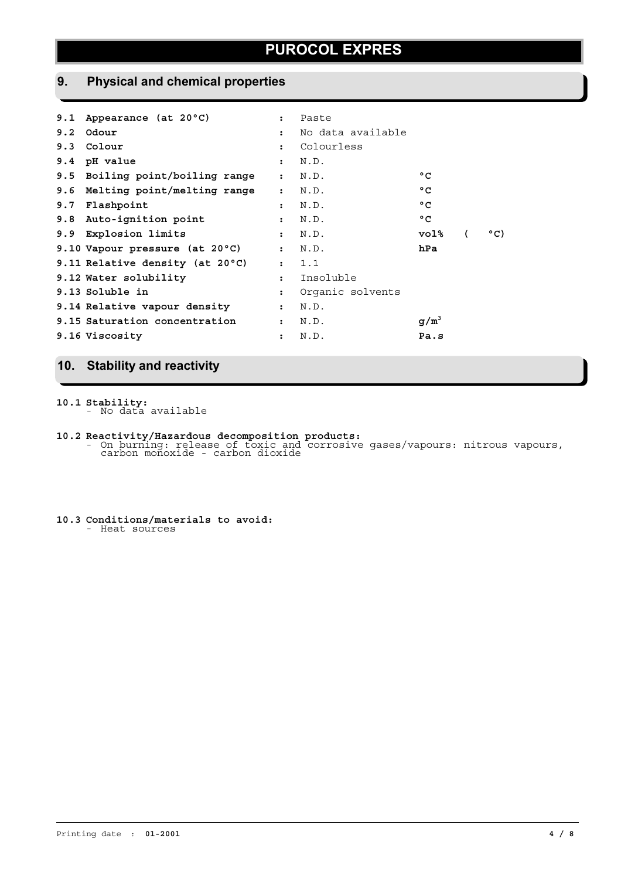# PUROCOL EXPRES

## 9. Physical and chemical properties

| Property | | Value | Unit |
|---|---|---|---|
| 9.1 Appearance (at 20°C) | : | Paste | |
| 9.2 Odour | : | No data available | |
| 9.3 Colour | : | Colourless | |
| 9.4 pH value | : | N.D. | |
| 9.5 Boiling point/boiling range | : | N.D. | °C |
| 9.6 Melting point/melting range | : | N.D. | °C |
| 9.7 Flashpoint | : | N.D. | °C |
| 9.8 Auto-ignition point | : | N.D. | °C |
| 9.9 Explosion limits | : | N.D. | vol% ( °C) |
| 9.10 Vapour pressure (at 20°C) | : | N.D. | hPa |
| 9.11 Relative density (at 20°C) | : | 1.1 | |
| 9.12 Water solubility | : | Insoluble | |
| 9.13 Soluble in | : | Organic solvents | |
| 9.14 Relative vapour density | : | N.D. | |
| 9.15 Saturation concentration | : | N.D. | $g/m^3$ |
| 9.16 Viscosity | : | N.D. | Pa.s |

## 10. Stability and reactivity

**10.1 Stability:**
- No data available

**10.2 Reactivity/Hazardous decomposition products:**
- On burning: release of toxic and corrosive gases/vapours: nitrous vapours, carbon monoxide - carbon dioxide

**10.3 Conditions/materials to avoid:**
- Heat sources

Printing date : **01-2001**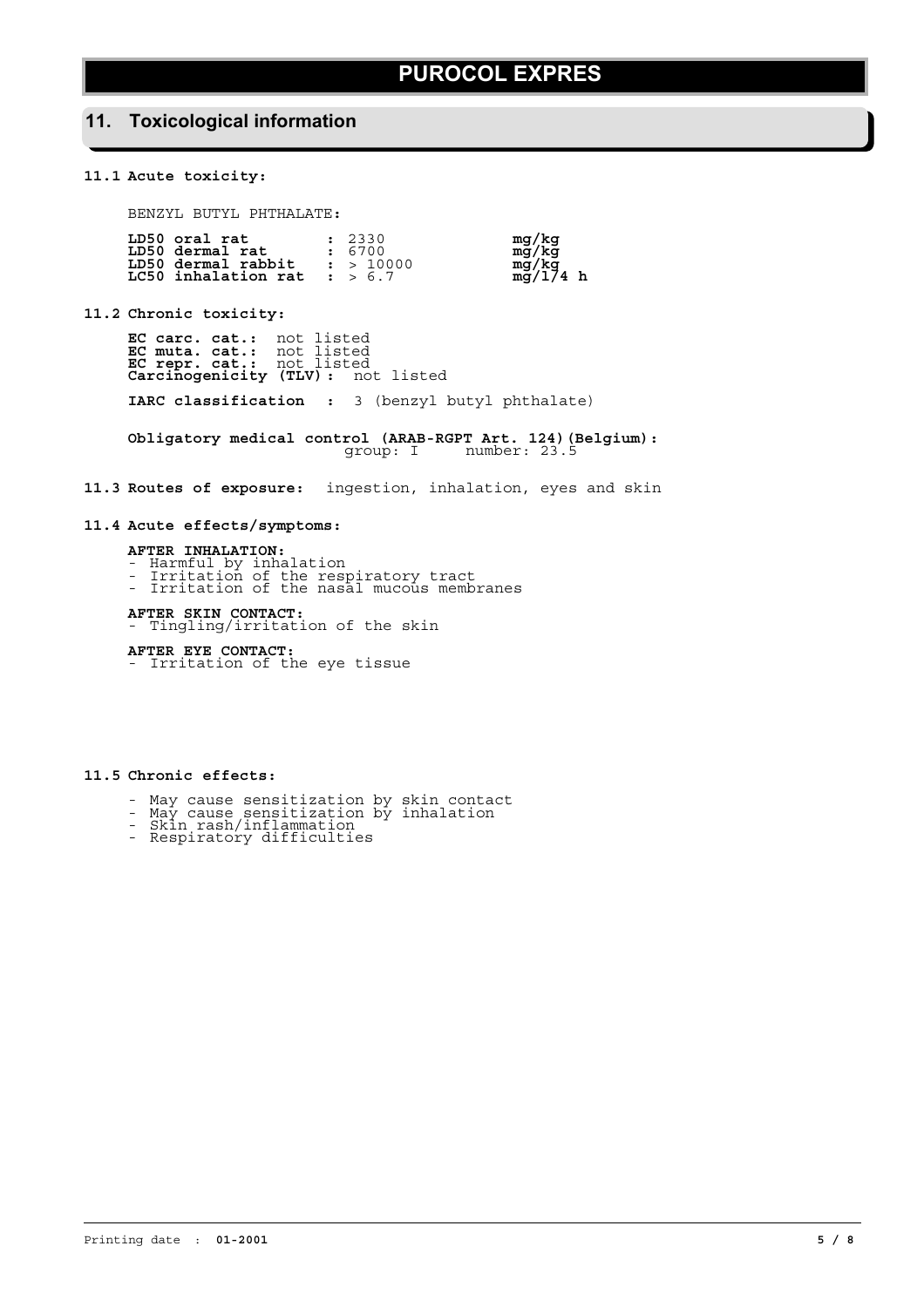# PUROCOL EXPRES

## 11. Toxicological information

### 11.1 Acute toxicity:

BENZYL BUTYL PHTHALATE:

| | | |
|---|---|---|
| **LD50 oral rat** | **:** 2330 | **mg/kg** |
| **LD50 dermal rat** | **:** 6700 | **mg/kg** |
| **LD50 dermal rabbit** | **:** > 10000 | **mg/kg** |
| **LC50 inhalation rat** | **:** > 6.7 | **mg/l/4 h** |

### 11.2 Chronic toxicity:

**EC carc. cat.:** not listed
**EC muta. cat.:** not listed
**EC repr. cat.:** not listed
**Carcinogenicity (TLV):** not listed

**IARC classification :** 3 (benzyl butyl phthalate)

**Obligatory medical control (ARAB-RGPT Art. 124)(Belgium):**
group: I number: 23.5

### 11.3 Routes of exposure: ingestion, inhalation, eyes and skin

### 11.4 Acute effects/symptoms:

**AFTER INHALATION:**
- Harmful by inhalation
- Irritation of the respiratory tract
- Irritation of the nasal mucous membranes

**AFTER SKIN CONTACT:**
- Tingling/irritation of the skin

**AFTER EYE CONTACT:**
- Irritation of the eye tissue

### 11.5 Chronic effects:

- May cause sensitization by skin contact
- May cause sensitization by inhalation
- Skin rash/inflammation
- Respiratory difficulties

Printing date : **01-2001**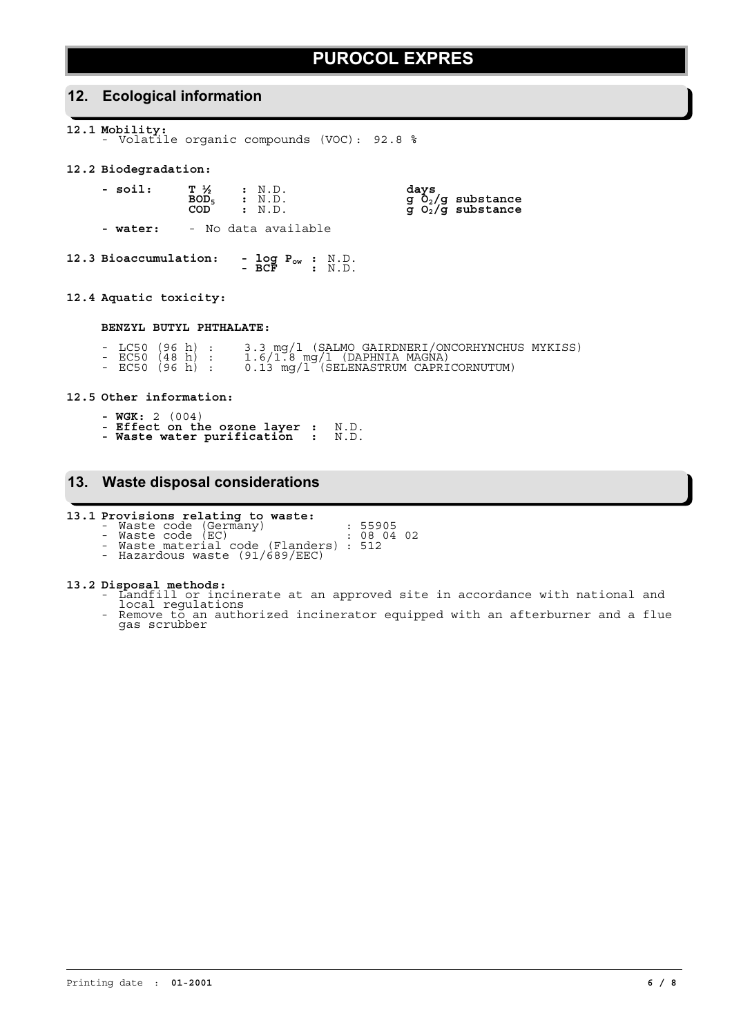## 12. Ecological information

**12.1 Mobility:**

- Volatile organic compounds (VOC): 92.8 %

**12.2 Biodegradation:**

**- soil:**

| | | | |
|---|---|---|---|
| **T ½** | **:** | N.D. | **days** |
| **$BOD_5$** | **:** | N.D. | **g $O_2$/g substance** |
| **COD** | **:** | N.D. | **g $O_2$/g substance** |

**- water:** - No data available

**12.3 Bioaccumulation:**

- **log $P_{ow}$ :** N.D.
- **BCF :** N.D.

**12.4 Aquatic toxicity:**

**BENZYL BUTYL PHTHALATE:**

- LC50 (96 h) : 3.3 mg/l (SALMO GAIRDNERI/ONCORHYNCHUS MYKISS)
- EC50 (48 h) : 1.6/1.8 mg/l (DAPHNIA MAGNA)
- EC50 (96 h) : 0.13 mg/l (SELENASTRUM CAPRICORNUTUM)

**12.5 Other information:**

- **WGK:** 2 (004)
- **Effect on the ozone layer :** N.D.
- **Waste water purification :** N.D.

## 13. Waste disposal considerations

**13.1 Provisions relating to waste:**

- Waste code (Germany) : 55905
- Waste code (EC) : 08 04 02
- Waste material code (Flanders) : 512
- Hazardous waste (91/689/EEC)

**13.2 Disposal methods:**

- Landfill or incinerate at an approved site in accordance with national and local regulations
- Remove to an authorized incinerator equipped with an afterburner and a flue gas scrubber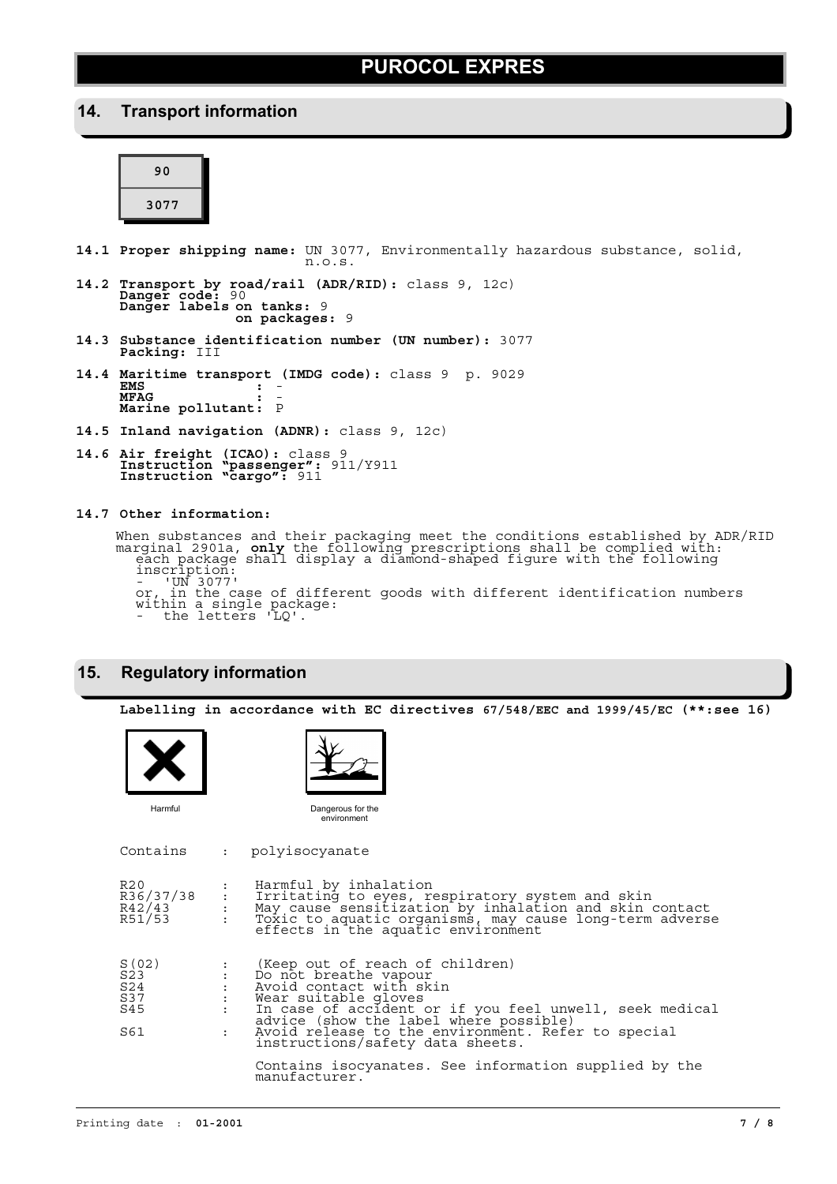# PUROCOL EXPRES

## 14. Transport information

| 90 |
|---|
| 3077 |

**14.1 Proper shipping name:** UN 3077, Environmentally hazardous substance, solid, n.o.s.

**14.2 Transport by road/rail (ADR/RID):** class 9, 12c)
**Danger code:** 90
**Danger labels on tanks:** 9
**on packages:** 9

**14.3 Substance identification number (UN number):** 3077
**Packing:** III

**14.4 Maritime transport (IMDG code):** class 9 p. 9029
**EMS :** -
**MFAG :** -
**Marine pollutant:** P

**14.5 Inland navigation (ADNR):** class 9, 12c)

**14.6 Air freight (ICAO):** class 9
**Instruction "passenger":** 911/Y911
**Instruction "cargo":** 911

**14.7 Other information:**

When substances and their packaging meet the conditions established by ADR/RID marginal 2901a, **only** the following prescriptions shall be complied with:
each package shall display a diamond-shaped figure with the following inscription:
- 'UN 3077'

or, in the case of different goods with different identification numbers within a single package:
- the letters 'LQ'.

## 15. Regulatory information

**Labelling in accordance with EC directives 67/548/EEC and 1999/45/EC (**:see 16)**

Harmful

Dangerous for the environment

| | | |
|---|---|---|
| Contains | : | polyisocyanate |
| R20 | : | Harmful by inhalation |
| R36/37/38 | : | Irritating to eyes, respiratory system and skin |
| R42/43 | : | May cause sensitization by inhalation and skin contact |
| R51/53 | : | Toxic to aquatic organisms, may cause long-term adverse effects in the aquatic environment |
| S(02) | : | (Keep out of reach of children) |
| S23 | : | Do not breathe vapour |
| S24 | : | Avoid contact with skin |
| S37 | : | Wear suitable gloves |
| S45 | : | In case of accident or if you feel unwell, seek medical advice (show the label where possible) |
| S61 | : | Avoid release to the environment. Refer to special instructions/safety data sheets. |

Contains isocyanates. See information supplied by the manufacturer.

Printing date : **01-2001**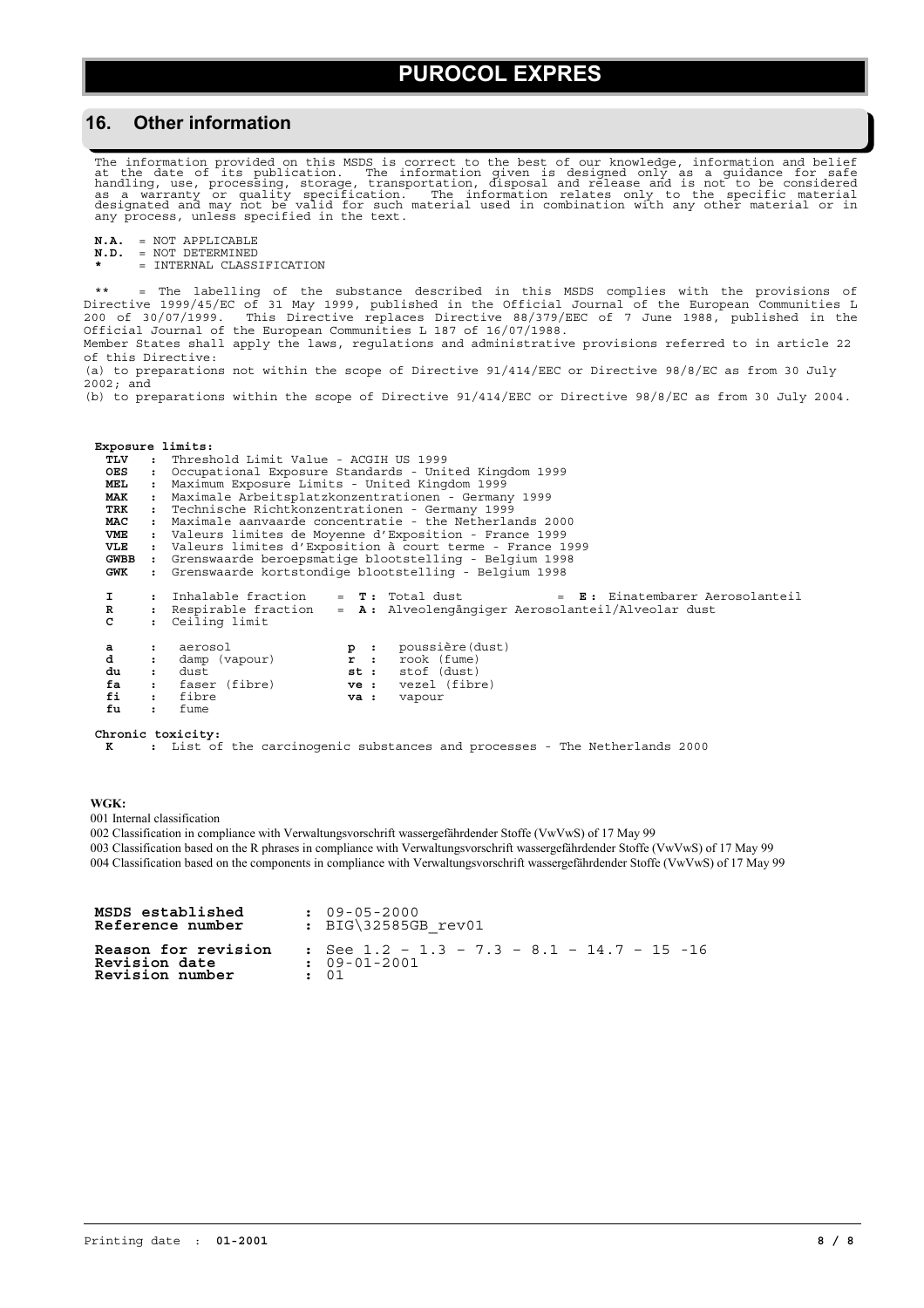## 16. Other information

The information provided on this MSDS is correct to the best of our knowledge, information and belief at the date of its publication. The information given is designed only as a guidance for safe handling, use, processing, storage, transportation, disposal and release and is not to be considered as a warranty or quality specification. The information relates only to the specific material designated and may not be valid for such material used in combination with any other material or in any process, unless specified in the text.

**N.A.** = NOT APPLICABLE
**N.D.** = NOT DETERMINED
**\*** = INTERNAL CLASSIFICATION

\*\* = The labelling of the substance described in this MSDS complies with the provisions of Directive 1999/45/EC of 31 May 1999, published in the Official Journal of the European Communities L 200 of 30/07/1999. This Directive replaces Directive 88/379/EEC of 7 June 1988, published in the Official Journal of the European Communities L 187 of 16/07/1988.
Member States shall apply the laws, regulations and administrative provisions referred to in article 22 of this Directive:
(a) to preparations not within the scope of Directive 91/414/EEC or Directive 98/8/EC as from 30 July 2002; and
(b) to preparations within the scope of Directive 91/414/EEC or Directive 98/8/EC as from 30 July 2004.

**Exposure limits:**

**TLV** : Threshold Limit Value - ACGIH US 1999
**OES** : Occupational Exposure Standards - United Kingdom 1999
**MEL** : Maximum Exposure Limits - United Kingdom 1999
**MAK** : Maximale Arbeitsplatzkonzentrationen - Germany 1999
**TRK** : Technische Richtkonzentrationen - Germany 1999
**MAC** : Maximale aanvaarde concentratie - the Netherlands 2000
**VME** : Valeurs limites de Moyenne d'Exposition - France 1999
**VLE** : Valeurs limites d'Exposition à court terme - France 1999
**GWBB** : Grenswaarde beroepsmatige blootstelling - Belgium 1998
**GWK** : Grenswaarde kortstondige blootstelling - Belgium 1998

**I** : Inhalable fraction = **T** : Total dust = **E** : Einatembarer Aerosolanteil
**R** : Respirable fraction = **A** : Alveolengängiger Aerosolanteil/Alveolar dust
**C** : Ceiling limit

| | | | |
|---|---|---|---|
| **a** : aerosol | | **p** : | poussière(dust) |
| **d** : damp (vapour) | | **r** : | rook (fume) |
| **du** : dust | | **st** : | stof (dust) |
| **fa** : faser (fibre) | | **ve** : | vezel (fibre) |
| **fi** : fibre | | **va** : | vapour |
| **fu** : fume | | | |

**Chronic toxicity:**

**K** : List of the carcinogenic substances and processes - The Netherlands 2000

**WGK:**

001 Internal classification
002 Classification in compliance with Verwaltungsvorschrift wassergefährdender Stoffe (VwVwS) of 17 May 99
003 Classification based on the R phrases in compliance with Verwaltungsvorschrift wassergefährdender Stoffe (VwVwS) of 17 May 99
004 Classification based on the components in compliance with Verwaltungsvorschrift wassergefährdender Stoffe (VwVwS) of 17 May 99

**MSDS established** : 09-05-2000
**Reference number** : BIG\32585GB_rev01

**Reason for revision** : See 1.2 - 1.3 - 7.3 - 8.1 - 14.7 - 15 -16
**Revision date** : 09-01-2001
**Revision number** : 01

Printing date : **01-2001**